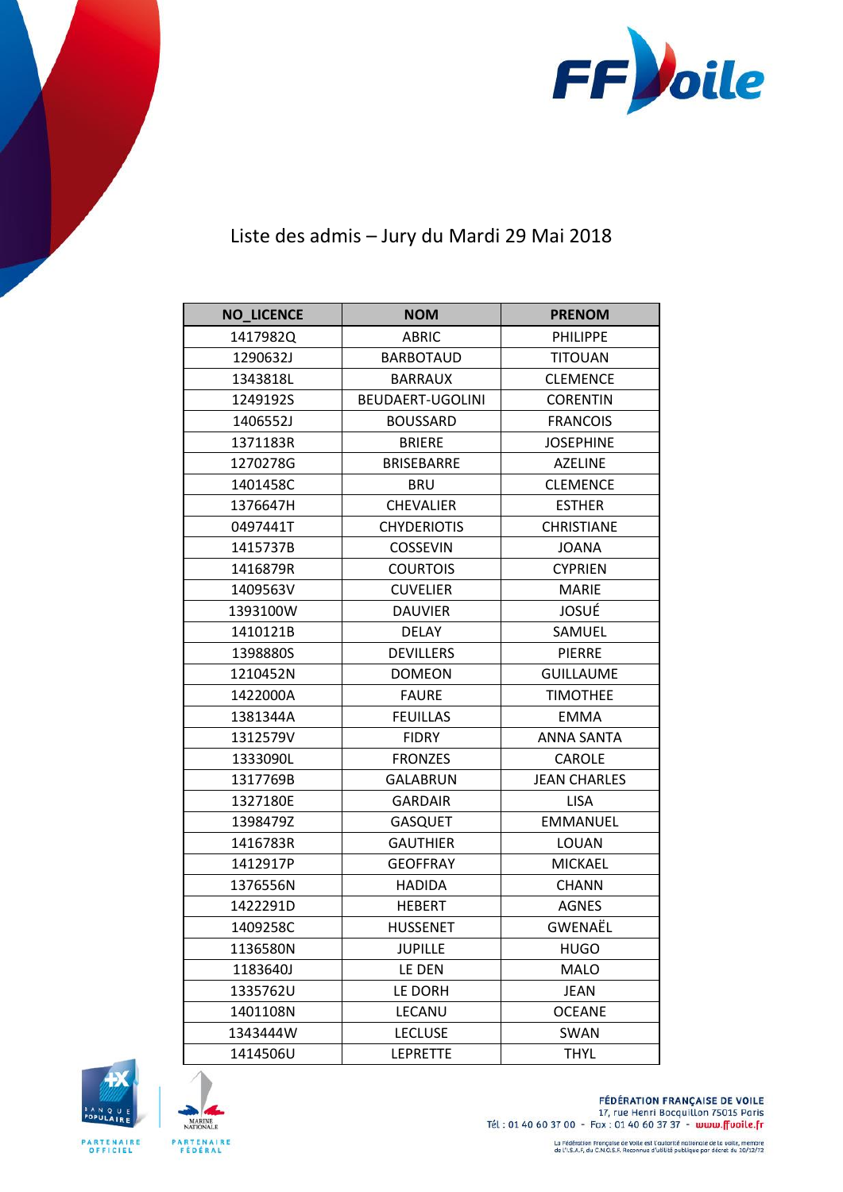# Liste des admis – Jury du Mardi 29 Mai 2018

| NO_LICENCE | NOM | PRENOM |
| --- | --- | --- |
| 1417982Q | ABRIC | PHILIPPE |
| 1290632J | BARBOTAUD | TITOUAN |
| 1343818L | BARRAUX | CLEMENCE |
| 1249192S | BEUDAERT-UGOLINI | CORENTIN |
| 1406552J | BOUSSARD | FRANCOIS |
| 1371183R | BRIERE | JOSEPHINE |
| 1270278G | BRISEBARRE | AZELINE |
| 1401458C | BRU | CLEMENCE |
| 1376647H | CHEVALIER | ESTHER |
| 0497441T | CHYDERIOTIS | CHRISTIANE |
| 1415737B | COSSEVIN | JOANA |
| 1416879R | COURTOIS | CYPRIEN |
| 1409563V | CUVELIER | MARIE |
| 1393100W | DAUVIER | JOSUÉ |
| 1410121B | DELAY | SAMUEL |
| 1398880S | DEVILLERS | PIERRE |
| 1210452N | DOMEON | GUILLAUME |
| 1422000A | FAURE | TIMOTHEE |
| 1381344A | FEUILLAS | EMMA |
| 1312579V | FIDRY | ANNA SANTA |
| 1333090L | FRONZES | CAROLE |
| 1317769B | GALABRUN | JEAN CHARLES |
| 1327180E | GARDAIR | LISA |
| 1398479Z | GASQUET | EMMANUEL |
| 1416783R | GAUTHIER | LOUAN |
| 1412917P | GEOFFRAY | MICKAEL |
| 1376556N | HADIDA | CHANN |
| 1422291D | HEBERT | AGNES |
| 1409258C | HUSSENET | GWENAËL |
| 1136580N | JUPILLE | HUGO |
| 1183640J | LE DEN | MALO |
| 1335762U | LE DORH | JEAN |
| 1401108N | LECANU | OCEANE |
| 1343444W | LECLUSE | SWAN |
| 1414506U | LEPRETTE | THYL |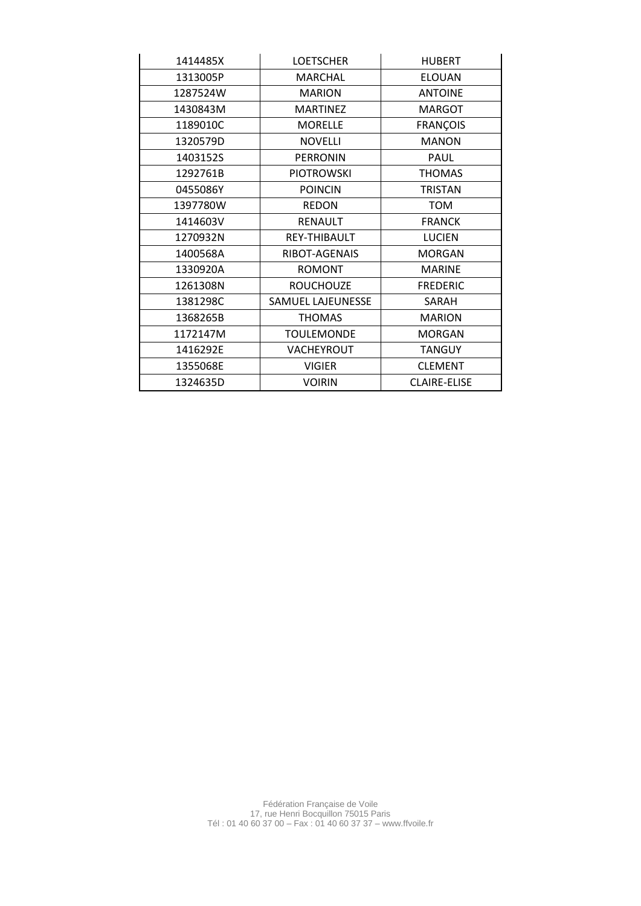| | | |
|---|---|---|
| 1414485X | LOETSCHER | HUBERT |
| 1313005P | MARCHAL | ELOUAN |
| 1287524W | MARION | ANTOINE |
| 1430843M | MARTINEZ | MARGOT |
| 1189010C | MORELLE | FRANÇOIS |
| 1320579D | NOVELLI | MANON |
| 1403152S | PERRONIN | PAUL |
| 1292761B | PIOTROWSKI | THOMAS |
| 0455086Y | POINCIN | TRISTAN |
| 1397780W | REDON | TOM |
| 1414603V | RENAULT | FRANCK |
| 1270932N | REY-THIBAULT | LUCIEN |
| 1400568A | RIBOT-AGENAIS | MORGAN |
| 1330920A | ROMONT | MARINE |
| 1261308N | ROUCHOUZE | FREDERIC |
| 1381298C | SAMUEL LAJEUNESSE | SARAH |
| 1368265B | THOMAS | MARION |
| 1172147M | TOULEMONDE | MORGAN |
| 1416292E | VACHEYROUT | TANGUY |
| 1355068E | VIGIER | CLEMENT |
| 1324635D | VOIRIN | CLAIRE-ELISE |